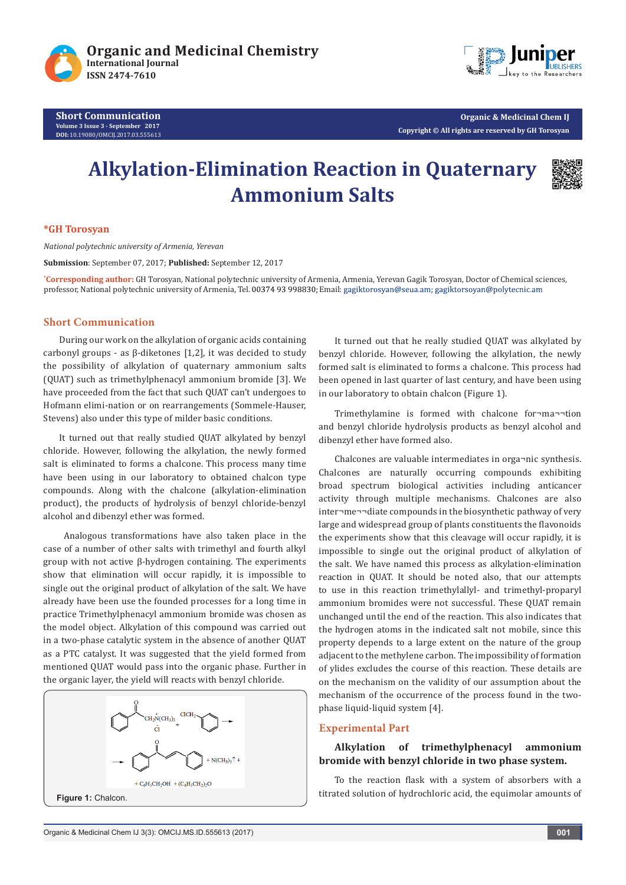# Alkylation-Elimination Reaction in Quaternary Ammonium Salts

**\*GH Torosyan**

*National polytechnic university of Armenia, Yerevan*

**Submission**: September 07, 2017; **Published:** September 12, 2017

*Corresponding author: GH Torosyan, National polytechnic university of Armenia, Armenia, Yerevan Gagik Torosyan, Doctor of Chemical sciences, professor, National polytechnic university of Armenia, Tel. 00374 93 998830; Email: gagiktorosyan@seua.am; gagiktorsoyan@polytecnic.am

## Short Communication

During our work on the alkylation of organic acids containing carbonyl groups - as β-diketones [1,2], it was decided to study the possibility of alkylation of quaternary ammonium salts (QUAT) such as trimethylphenacyl ammonium bromide [3]. We have proceeded from the fact that such QUAT can't undergoes to Hofmann elimi-nation or on rearrangements (Sommele-Hauser, Stevens) also under this type of milder basic conditions.

It turned out that really studied QUAT alkylated by benzyl chloride. However, following the alkylation, the newly formed salt is eliminated to forms a chalcone. This process many time have been using in our laboratory to obtained chalcon type compounds. Along with the chalcone (alkylation-elimination product), the products of hydrolysis of benzyl chloride-benzyl alcohol and dibenzyl ether was formed.

Analogous transformations have also taken place in the case of a number of other salts with trimethyl and fourth alkyl group with not active β-hydrogen containing. The experiments show that elimination will occur rapidly, it is impossible to single out the original product of alkylation of the salt. We have already have been use the founded processes for a long time in practice Trimethylphenacyl ammonium bromide was chosen as the model object. Alkylation of this compound was carried out in a two-phase catalytic system in the absence of another QUAT as a PTC catalyst. It was suggested that the yield formed from mentioned QUAT would pass into the organic phase. Further in the organic layer, the yield will reacts with benzyl chloride.

$C_6H_5COCH_2\overset{+}{N}(CH_3)_3\,\overset{-}{Cl} + ClCH_2C_6H_5 \rightarrow C_6H_5COCH{=}CHC_6H_5 + N(CH_3)_3\uparrow + C_6H_5CH_2OH + (C_6H_5CH_2)_2O$

**Figure 1:** Chalcon.

It turned out that he really studied QUAT was alkylated by benzyl chloride. However, following the alkylation, the newly formed salt is eliminated to forms a chalcone. This process had been opened in last quarter of last century, and have been using in our laboratory to obtain chalcon (Figure 1).

Trimethylamine is formed with chalcone for¬ma¬¬tion and benzyl chloride hydrolysis products as benzyl alcohol and dibenzyl ether have formed also.

Chalcones are valuable intermediates in orga¬nic synthesis. Chalcones are naturally occurring compounds exhibiting broad spectrum biological activities including anticancer activity through multiple mechanisms. Chalcones are also inter¬me¬¬diate compounds in the biosynthetic pathway of very large and widespread group of plants constituents the flavonoids the experiments show that this cleavage will occur rapidly, it is impossible to single out the original product of alkylation of the salt. We have named this process as alkylation-elimination reaction in QUAT. It should be noted also, that our attempts to use in this reaction trimethylallyl- and trimethyl-proparyl ammonium bromides were not successful. These QUAT remain unchanged until the end of the reaction. This also indicates that the hydrogen atoms in the indicated salt not mobile, since this property depends to a large extent on the nature of the group adjacent to the methylene carbon. The impossibility of formation of ylides excludes the course of this reaction. These details are on the mechanism on the validity of our assumption about the mechanism of the occurrence of the process found in the two-phase liquid-liquid system [4].

## Experimental Part

**Alkylation of trimethylphenacyl ammonium bromide with benzyl chloride in two phase system.**

To the reaction flask with a system of absorbers with a titrated solution of hydrochloric acid, the equimolar amounts of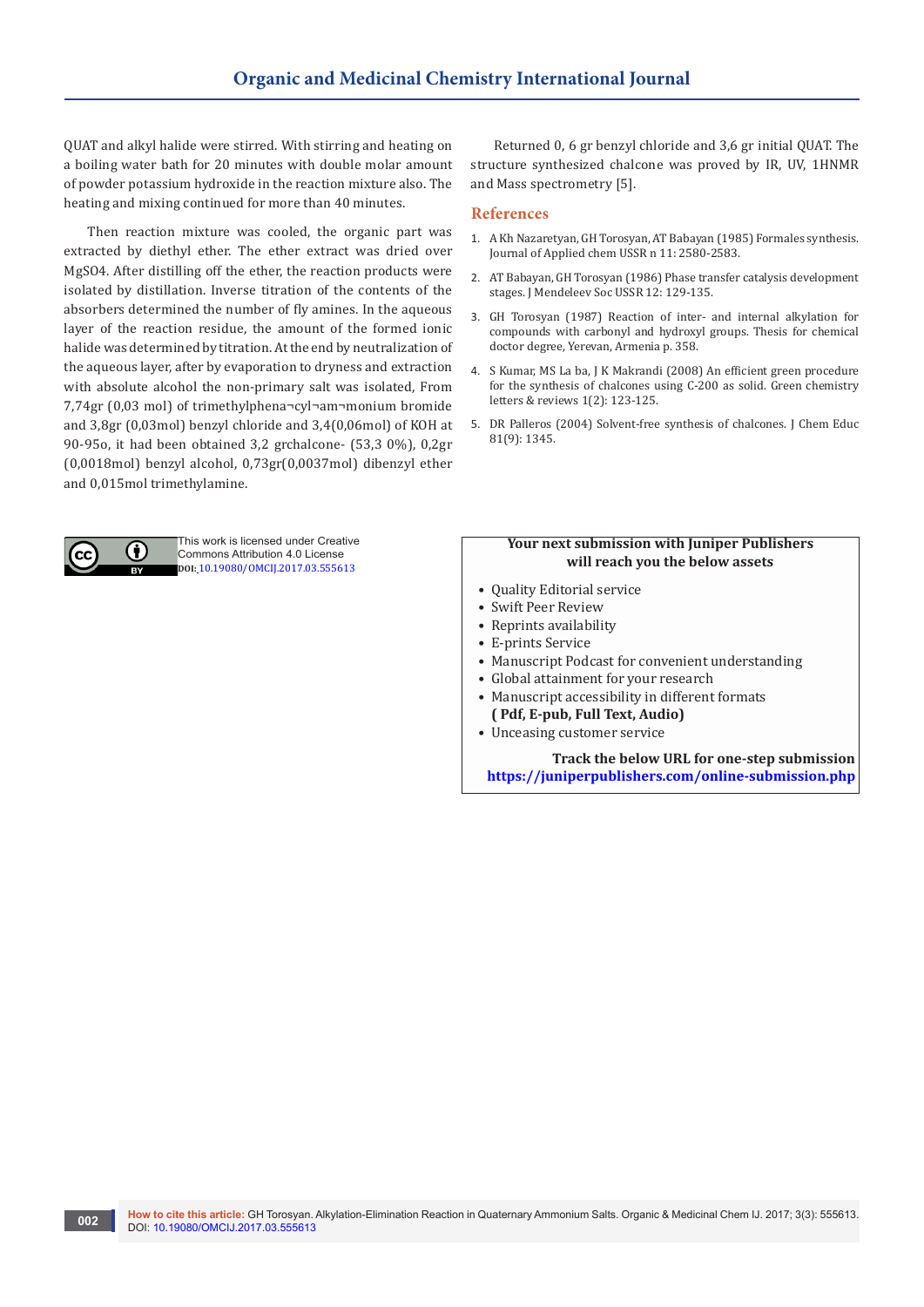QUAT and alkyl halide were stirred. With stirring and heating on a boiling water bath for 20 minutes with double molar amount of powder potassium hydroxide in the reaction mixture also. The heating and mixing continued for more than 40 minutes.

Then reaction mixture was cooled, the organic part was extracted by diethyl ether. The ether extract was dried over MgSO4. After distilling off the ether, the reaction products were isolated by distillation. Inverse titration of the contents of the absorbers determined the number of fly amines. In the aqueous layer of the reaction residue, the amount of the formed ionic halide was determined by titration. At the end by neutralization of the aqueous layer, after by evaporation to dryness and extraction with absolute alcohol the non-primary salt was isolated, From 7,74gr (0,03 mol) of trimethylphena¬cyl¬am¬monium bromide and 3,8gr (0,03mol) benzyl chloride and 3,4(0,06mol) of KOH at 90-95o, it had been obtained 3,2 grchalcone- (53,3 0%), 0,2gr (0,0018mol) benzyl alcohol, 0,73gr(0,0037mol) dibenzyl ether and 0,015mol trimethylamine.

Returned 0, 6 gr benzyl chloride and 3,6 gr initial QUAT. The structure synthesized chalcone was proved by IR, UV, 1HNMR and Mass spectrometry [5].

## References

1. A Kh Nazaretyan, GH Torosyan, AT Babayan (1985) Formales synthesis. Journal of Applied chem USSR n 11: 2580-2583.
2. AT Babayan, GH Torosyan (1986) Phase transfer catalysis development stages. J Mendeleev Soc USSR 12: 129-135.
3. GH Torosyan (1987) Reaction of inter- and internal alkylation for compounds with carbonyl and hydroxyl groups. Thesis for chemical doctor degree, Yerevan, Armenia p. 358.
4. S Kumar, MS La ba, J K Makrandi (2008) An efficient green procedure for the synthesis of chalcones using C-200 as solid. Green chemistry letters & reviews 1(2): 123-125.
5. DR Palleros (2004) Solvent-free synthesis of chalcones. J Chem Educ 81(9): 1345.

This work is licensed under Creative Commons Attribution 4.0 License
**DOI:** 10.19080/OMCIJ.2017.03.555613

**Your next submission with Juniper Publishers will reach you the below assets**

- Quality Editorial service
- Swift Peer Review
- Reprints availability
- E-prints Service
- Manuscript Podcast for convenient understanding
- Global attainment for your research
- Manuscript accessibility in different formats **( Pdf, E-pub, Full Text, Audio)**
- Unceasing customer service

**Track the below URL for one-step submission**
**https://juniperpublishers.com/online-submission.php**

**How to cite this article:** GH Torosyan. Alkylation-Elimination Reaction in Quaternary Ammonium Salts. Organic & Medicinal Chem IJ. 2017; 3(3): 555613. DOI: 10.19080/OMCIJ.2017.03.555613